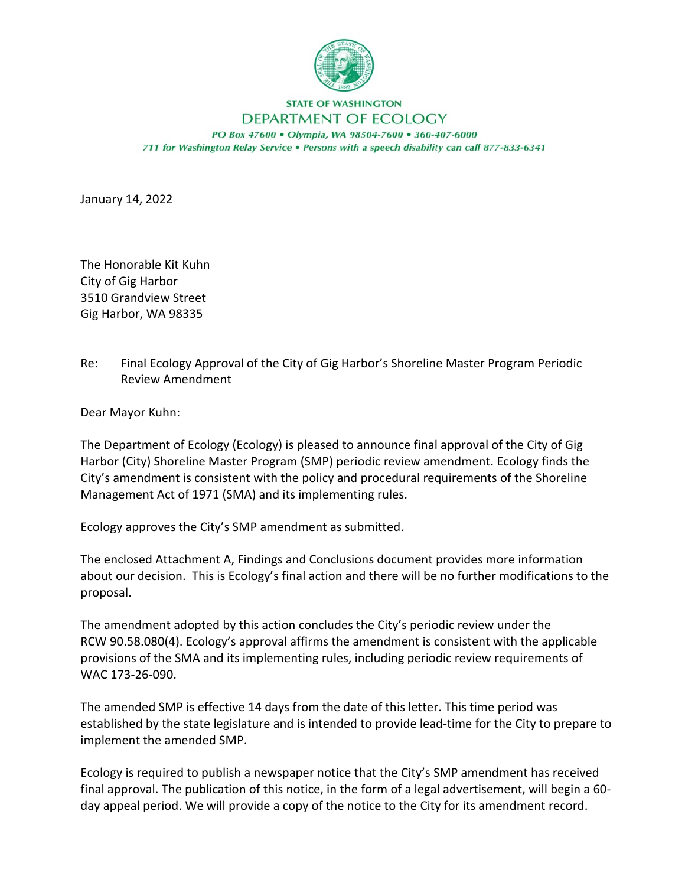STATE OF WASHINGTON

DEPARTMENT OF ECOLOGY

*PO Box 47600 • Olympia, WA 98504-7600 • 360-407-6000*
*711 for Washington Relay Service • Persons with a speech disability can call 877-833-6341*

January 14, 2022

The Honorable Kit Kuhn
City of Gig Harbor
3510 Grandview Street
Gig Harbor, WA 98335

Re: Final Ecology Approval of the City of Gig Harbor's Shoreline Master Program Periodic Review Amendment

Dear Mayor Kuhn:

The Department of Ecology (Ecology) is pleased to announce final approval of the City of Gig Harbor (City) Shoreline Master Program (SMP) periodic review amendment. Ecology finds the City's amendment is consistent with the policy and procedural requirements of the Shoreline Management Act of 1971 (SMA) and its implementing rules.

Ecology approves the City's SMP amendment as submitted.

The enclosed Attachment A, Findings and Conclusions document provides more information about our decision. This is Ecology's final action and there will be no further modifications to the proposal.

The amendment adopted by this action concludes the City's periodic review under the RCW 90.58.080(4). Ecology's approval affirms the amendment is consistent with the applicable provisions of the SMA and its implementing rules, including periodic review requirements of WAC 173-26-090.

The amended SMP is effective 14 days from the date of this letter. This time period was established by the state legislature and is intended to provide lead-time for the City to prepare to implement the amended SMP.

Ecology is required to publish a newspaper notice that the City's SMP amendment has received final approval. The publication of this notice, in the form of a legal advertisement, will begin a 60-day appeal period. We will provide a copy of the notice to the City for its amendment record.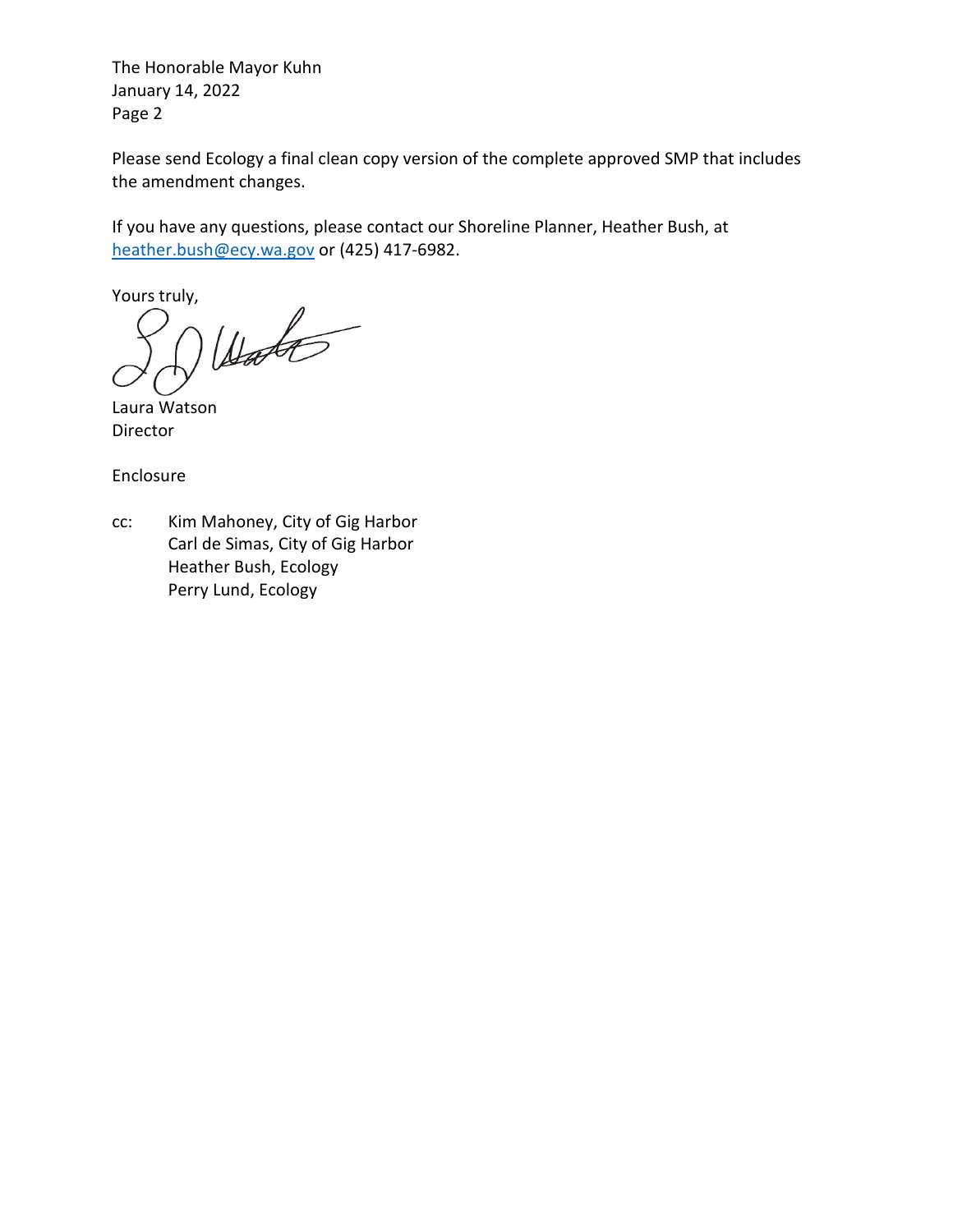Please send Ecology a final clean copy version of the complete approved SMP that includes the amendment changes.

If you have any questions, please contact our Shoreline Planner, Heather Bush, at heather.bush@ecy.wa.gov or (425) 417-6982.

Yours truly,

Laura Watson
Director

Enclosure

cc: Kim Mahoney, City of Gig Harbor
Carl de Simas, City of Gig Harbor
Heather Bush, Ecology
Perry Lund, Ecology